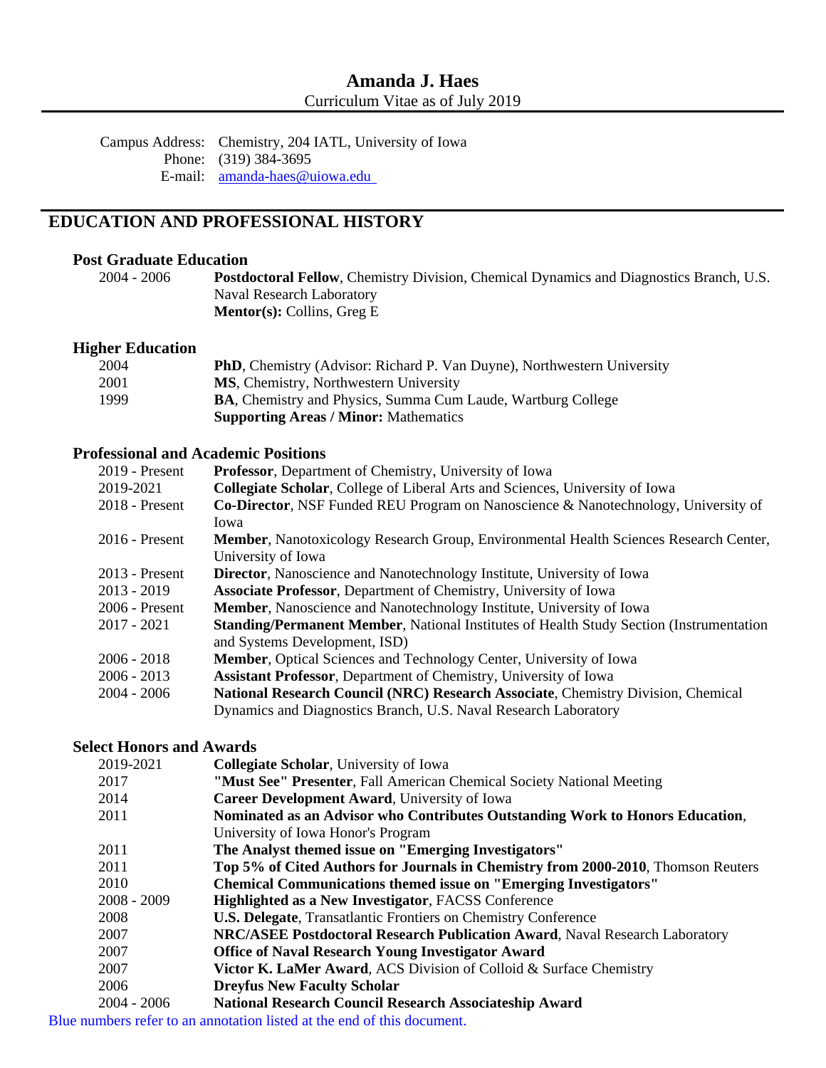# Amanda J. Haes

Curriculum Vitae as of July 2019

Campus Address: Chemistry, 204 IATL, University of Iowa
Phone: (319) 384-3695
E-mail: amanda-haes@uiowa.edu

## EDUCATION AND PROFESSIONAL HISTORY

### Post Graduate Education

| | |
|---|---|
| 2004 - 2006 | **Postdoctoral Fellow**, Chemistry Division, Chemical Dynamics and Diagnostics Branch, U.S. Naval Research Laboratory<br>**Mentor(s):** Collins, Greg E |

### Higher Education

| | |
|---|---|
| 2004 | **PhD**, Chemistry (Advisor: Richard P. Van Duyne), Northwestern University |
| 2001 | **MS**, Chemistry, Northwestern University |
| 1999 | **BA**, Chemistry and Physics, Summa Cum Laude, Wartburg College<br>**Supporting Areas / Minor:** Mathematics |

### Professional and Academic Positions

| | |
|---|---|
| 2019 - Present | **Professor**, Department of Chemistry, University of Iowa |
| 2019-2021 | **Collegiate Scholar**, College of Liberal Arts and Sciences, University of Iowa |
| 2018 - Present | **Co-Director**, NSF Funded REU Program on Nanoscience & Nanotechnology, University of Iowa |
| 2016 - Present | **Member**, Nanotoxicology Research Group, Environmental Health Sciences Research Center, University of Iowa |
| 2013 - Present | **Director**, Nanoscience and Nanotechnology Institute, University of Iowa |
| 2013 - 2019 | **Associate Professor**, Department of Chemistry, University of Iowa |
| 2006 - Present | **Member**, Nanoscience and Nanotechnology Institute, University of Iowa |
| 2017 - 2021 | **Standing/Permanent Member**, National Institutes of Health Study Section (Instrumentation and Systems Development, ISD) |
| 2006 - 2018 | **Member**, Optical Sciences and Technology Center, University of Iowa |
| 2006 - 2013 | **Assistant Professor**, Department of Chemistry, University of Iowa |
| 2004 - 2006 | **National Research Council (NRC) Research Associate**, Chemistry Division, Chemical Dynamics and Diagnostics Branch, U.S. Naval Research Laboratory |

### Select Honors and Awards

| | |
|---|---|
| 2019-2021 | **Collegiate Scholar**, University of Iowa |
| 2017 | **"Must See" Presenter**, Fall American Chemical Society National Meeting |
| 2014 | **Career Development Award**, University of Iowa |
| 2011 | **Nominated as an Advisor who Contributes Outstanding Work to Honors Education**, University of Iowa Honor's Program |
| 2011 | **The Analyst themed issue on "Emerging Investigators"** |
| 2011 | **Top 5% of Cited Authors for Journals in Chemistry from 2000-2010**, Thomson Reuters |
| 2010 | **Chemical Communications themed issue on "Emerging Investigators"** |
| 2008 - 2009 | **Highlighted as a New Investigator**, FACSS Conference |
| 2008 | **U.S. Delegate**, Transatlantic Frontiers on Chemistry Conference |
| 2007 | **NRC/ASEE Postdoctoral Research Publication Award**, Naval Research Laboratory |
| 2007 | **Office of Naval Research Young Investigator Award** |
| 2007 | **Victor K. LaMer Award**, ACS Division of Colloid & Surface Chemistry |
| 2006 | **Dreyfus New Faculty Scholar** |
| 2004 - 2006 | **National Research Council Research Associateship Award** |

Blue numbers refer to an annotation listed at the end of this document.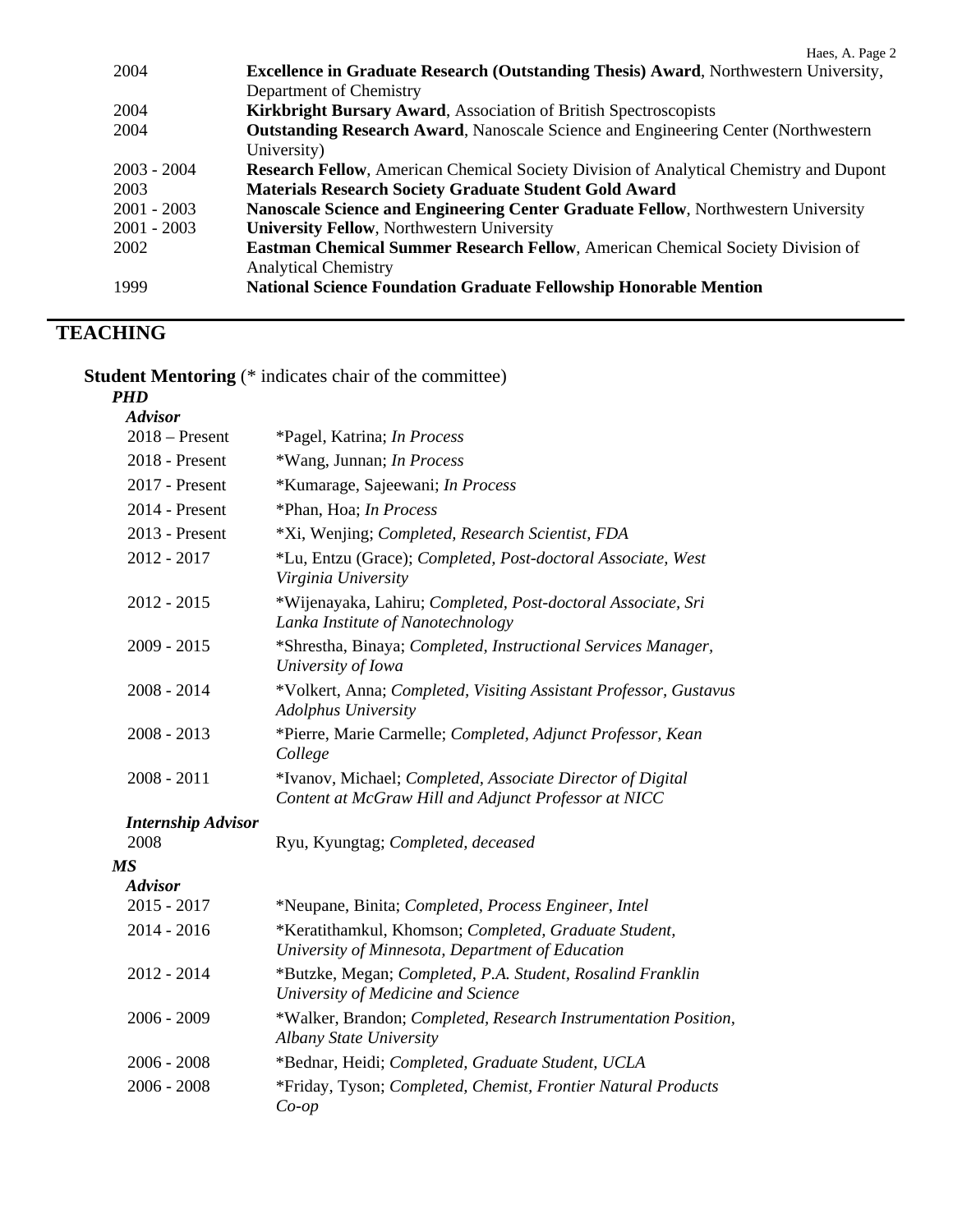| | |
|---|---|
| 2004 | **Excellence in Graduate Research (Outstanding Thesis) Award**, Northwestern University, Department of Chemistry |
| 2004 | **Kirkbright Bursary Award**, Association of British Spectroscopists |
| 2004 | **Outstanding Research Award**, Nanoscale Science and Engineering Center (Northwestern University) |
| 2003 - 2004 | **Research Fellow**, American Chemical Society Division of Analytical Chemistry and Dupont |
| 2003 | **Materials Research Society Graduate Student Gold Award** |
| 2001 - 2003 | **Nanoscale Science and Engineering Center Graduate Fellow**, Northwestern University |
| 2001 - 2003 | **University Fellow**, Northwestern University |
| 2002 | **Eastman Chemical Summer Research Fellow**, American Chemical Society Division of Analytical Chemistry |
| 1999 | **National Science Foundation Graduate Fellowship Honorable Mention** |

## TEACHING

**Student Mentoring** (* indicates chair of the committee)

***PHD***

***Advisor***

| | |
|---|---|
| 2018 – Present | *Pagel, Katrina; *In Process* |
| 2018 - Present | *Wang, Junnan; *In Process* |
| 2017 - Present | *Kumarage, Sajeewani; *In Process* |
| 2014 - Present | *Phan, Hoa; *In Process* |
| 2013 - Present | *Xi, Wenjing; *Completed, Research Scientist, FDA* |
| 2012 - 2017 | *Lu, Entzu (Grace); *Completed, Post-doctoral Associate, West Virginia University* |
| 2012 - 2015 | *Wijenayaka, Lahiru; *Completed, Post-doctoral Associate, Sri Lanka Institute of Nanotechnology* |
| 2009 - 2015 | *Shrestha, Binaya; *Completed, Instructional Services Manager, University of Iowa* |
| 2008 - 2014 | *Volkert, Anna; *Completed, Visiting Assistant Professor, Gustavus Adolphus University* |
| 2008 - 2013 | *Pierre, Marie Carmelle; *Completed, Adjunct Professor, Kean College* |
| 2008 - 2011 | *Ivanov, Michael; *Completed, Associate Director of Digital Content at McGraw Hill and Adjunct Professor at NICC* |

***Internship Advisor***

| | |
|---|---|
| 2008 | Ryu, Kyungtag; *Completed, deceased* |

***MS***

***Advisor***

| | |
|---|---|
| 2015 - 2017 | *Neupane, Binita; *Completed, Process Engineer, Intel* |
| 2014 - 2016 | *Keratithamkul, Khomson; *Completed, Graduate Student, University of Minnesota, Department of Education* |
| 2012 - 2014 | *Butzke, Megan; *Completed, P.A. Student, Rosalind Franklin University of Medicine and Science* |
| 2006 - 2009 | *Walker, Brandon; *Completed, Research Instrumentation Position, Albany State University* |
| 2006 - 2008 | *Bednar, Heidi; *Completed, Graduate Student, UCLA* |
| 2006 - 2008 | *Friday, Tyson; *Completed, Chemist, Frontier Natural Products Co-op* |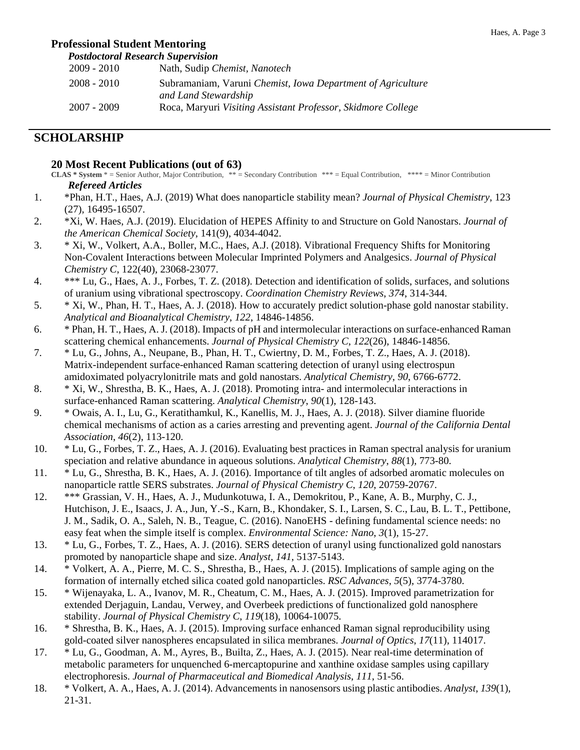### Professional Student Mentoring

***Postdoctoral Research Supervision***

| | |
|---|---|
| 2009 - 2010 | Nath, Sudip *Chemist, Nanotech* |
| 2008 - 2010 | Subramaniam, Varuni *Chemist, Iowa Department of Agriculture and Land Stewardship* |
| 2007 - 2009 | Roca, Maryuri *Visiting Assistant Professor, Skidmore College* |

## SCHOLARSHIP

### 20 Most Recent Publications (out of 63)

**CLAS * System** * = Senior Author, Major Contribution, ** = Secondary Contribution *** = Equal Contribution, **** = Minor Contribution

***Refereed Articles***

1. *Phan, H.T., Haes, A.J. (2019) What does nanoparticle stability mean? *Journal of Physical Chemistry*, 123 (27), 16495-16507.
2. *Xi, W. Haes, A.J. (2019). Elucidation of HEPES Affinity to and Structure on Gold Nanostars. *Journal of the American Chemical Society*, 141(9), 4034-4042.
3. * Xi, W., Volkert, A.A., Boller, M.C., Haes, A.J. (2018). Vibrational Frequency Shifts for Monitoring Non-Covalent Interactions between Molecular Imprinted Polymers and Analgesics. *Journal of Physical Chemistry C*, 122(40), 23068-23077.
4. *** Lu, G., Haes, A. J., Forbes, T. Z. (2018). Detection and identification of solids, surfaces, and solutions of uranium using vibrational spectroscopy. *Coordination Chemistry Reviews*, *374*, 314-344.
5. * Xi, W., Phan, H. T., Haes, A. J. (2018). How to accurately predict solution-phase gold nanostar stability. *Analytical and Bioanalytical Chemistry*, *122*, 14846-14856.
6. * Phan, H. T., Haes, A. J. (2018). Impacts of pH and intermolecular interactions on surface-enhanced Raman scattering chemical enhancements. *Journal of Physical Chemistry C*, *122*(26), 14846-14856.
7. * Lu, G., Johns, A., Neupane, B., Phan, H. T., Cwiertny, D. M., Forbes, T. Z., Haes, A. J. (2018). Matrix-independent surface-enhanced Raman scattering detection of uranyl using electrospun amidoximated polyacrylonitrile mats and gold nanostars. *Analytical Chemistry*, *90*, 6766-6772.
8. * Xi, W., Shrestha, B. K., Haes, A. J. (2018). Promoting intra- and intermolecular interactions in surface-enhanced Raman scattering. *Analytical Chemistry*, *90*(1), 128-143.
9. * Owais, A. I., Lu, G., Keratithamkul, K., Kanellis, M. J., Haes, A. J. (2018). Silver diamine fluoride chemical mechanisms of action as a caries arresting and preventing agent. *Journal of the California Dental Association*, *46*(2), 113-120.
10. * Lu, G., Forbes, T. Z., Haes, A. J. (2016). Evaluating best practices in Raman spectral analysis for uranium speciation and relative abundance in aqueous solutions. *Analytical Chemistry*, *88*(1), 773-80.
11. * Lu, G., Shrestha, B. K., Haes, A. J. (2016). Importance of tilt angles of adsorbed aromatic molecules on nanoparticle rattle SERS substrates. *Journal of Physical Chemistry C*, *120*, 20759-20767.
12. *** Grassian, V. H., Haes, A. J., Mudunkotuwa, I. A., Demokritou, P., Kane, A. B., Murphy, C. J., Hutchison, J. E., Isaacs, J. A., Jun, Y.-S., Karn, B., Khondaker, S. I., Larsen, S. C., Lau, B. L. T., Pettibone, J. M., Sadik, O. A., Saleh, N. B., Teague, C. (2016). NanoEHS - defining fundamental science needs: no easy feat when the simple itself is complex. *Environmental Science: Nano*, *3*(1), 15-27.
13. * Lu, G., Forbes, T. Z., Haes, A. J. (2016). SERS detection of uranyl using functionalized gold nanostars promoted by nanoparticle shape and size. *Analyst*, *141*, 5137-5143.
14. * Volkert, A. A., Pierre, M. C. S., Shrestha, B., Haes, A. J. (2015). Implications of sample aging on the formation of internally etched silica coated gold nanoparticles. *RSC Advances*, *5*(5), 3774-3780.
15. * Wijenayaka, L. A., Ivanov, M. R., Cheatum, C. M., Haes, A. J. (2015). Improved parametrization for extended Derjaguin, Landau, Verwey, and Overbeek predictions of functionalized gold nanosphere stability. *Journal of Physical Chemistry C*, *119*(18), 10064-10075.
16. * Shrestha, B. K., Haes, A. J. (2015). Improving surface enhanced Raman signal reproducibility using gold-coated silver nanospheres encapsulated in silica membranes. *Journal of Optics*, *17*(11), 114017.
17. * Lu, G., Goodman, A. M., Ayres, B., Builta, Z., Haes, A. J. (2015). Near real-time determination of metabolic parameters for unquenched 6-mercaptopurine and xanthine oxidase samples using capillary electrophoresis. *Journal of Pharmaceutical and Biomedical Analysis*, *111*, 51-56.
18. * Volkert, A. A., Haes, A. J. (2014). Advancements in nanosensors using plastic antibodies. *Analyst*, *139*(1), 21-31.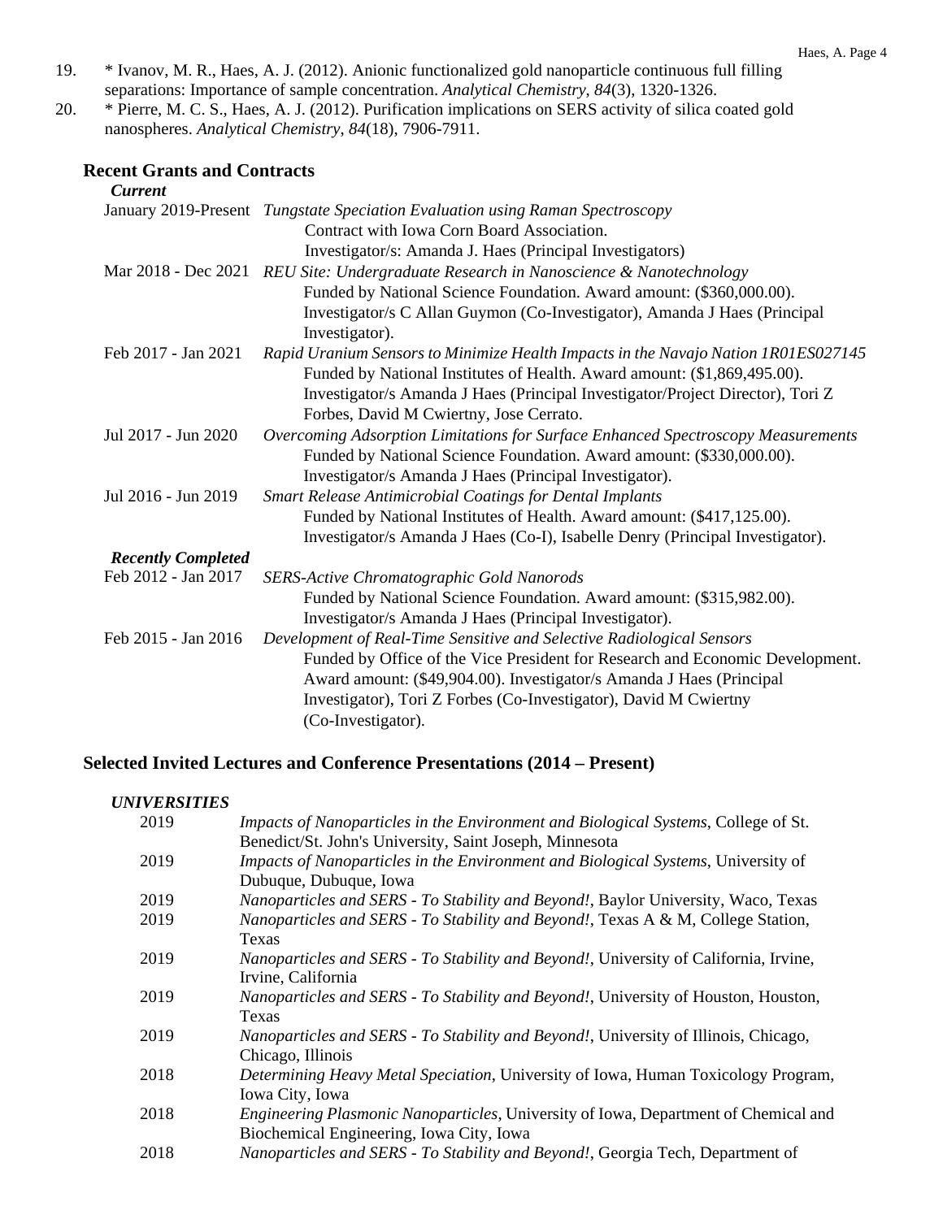19. * Ivanov, M. R., Haes, A. J. (2012). Anionic functionalized gold nanoparticle continuous full filling separations: Importance of sample concentration. *Analytical Chemistry*, *84*(3), 1320-1326.
20. * Pierre, M. C. S., Haes, A. J. (2012). Purification implications on SERS activity of silica coated gold nanospheres. *Analytical Chemistry*, *84*(18), 7906-7911.

## Recent Grants and Contracts

***Current***

January 2019-Present *Tungstate Speciation Evaluation using Raman Spectroscopy*
Contract with Iowa Corn Board Association.
Investigator/s: Amanda J. Haes (Principal Investigators)

Mar 2018 - Dec 2021 *REU Site: Undergraduate Research in Nanoscience & Nanotechnology*
Funded by National Science Foundation. Award amount: ($360,000.00).
Investigator/s C Allan Guymon (Co-Investigator), Amanda J Haes (Principal Investigator).

Feb 2017 - Jan 2021 *Rapid Uranium Sensors to Minimize Health Impacts in the Navajo Nation 1R01ES027145*
Funded by National Institutes of Health. Award amount: ($1,869,495.00).
Investigator/s Amanda J Haes (Principal Investigator/Project Director), Tori Z Forbes, David M Cwiertny, Jose Cerrato.

Jul 2017 - Jun 2020 *Overcoming Adsorption Limitations for Surface Enhanced Spectroscopy Measurements*
Funded by National Science Foundation. Award amount: ($330,000.00).
Investigator/s Amanda J Haes (Principal Investigator).

Jul 2016 - Jun 2019 *Smart Release Antimicrobial Coatings for Dental Implants*
Funded by National Institutes of Health. Award amount: ($417,125.00).
Investigator/s Amanda J Haes (Co-I), Isabelle Denry (Principal Investigator).

***Recently Completed***

Feb 2012 - Jan 2017 *SERS-Active Chromatographic Gold Nanorods*
Funded by National Science Foundation. Award amount: ($315,982.00).
Investigator/s Amanda J Haes (Principal Investigator).

Feb 2015 - Jan 2016 *Development of Real-Time Sensitive and Selective Radiological Sensors*
Funded by Office of the Vice President for Research and Economic Development. Award amount: ($49,904.00). Investigator/s Amanda J Haes (Principal Investigator), Tori Z Forbes (Co-Investigator), David M Cwiertny (Co-Investigator).

## Selected Invited Lectures and Conference Presentations (2014 – Present)

***UNIVERSITIES***

2019 *Impacts of Nanoparticles in the Environment and Biological Systems*, College of St. Benedict/St. John's University, Saint Joseph, Minnesota

2019 *Impacts of Nanoparticles in the Environment and Biological Systems*, University of Dubuque, Dubuque, Iowa

2019 *Nanoparticles and SERS - To Stability and Beyond!*, Baylor University, Waco, Texas

2019 *Nanoparticles and SERS - To Stability and Beyond!*, Texas A & M, College Station, Texas

2019 *Nanoparticles and SERS - To Stability and Beyond!*, University of California, Irvine, Irvine, California

2019 *Nanoparticles and SERS - To Stability and Beyond!*, University of Houston, Houston, Texas

2019 *Nanoparticles and SERS - To Stability and Beyond!*, University of Illinois, Chicago, Chicago, Illinois

2018 *Determining Heavy Metal Speciation*, University of Iowa, Human Toxicology Program, Iowa City, Iowa

2018 *Engineering Plasmonic Nanoparticles*, University of Iowa, Department of Chemical and Biochemical Engineering, Iowa City, Iowa

2018 *Nanoparticles and SERS - To Stability and Beyond!*, Georgia Tech, Department of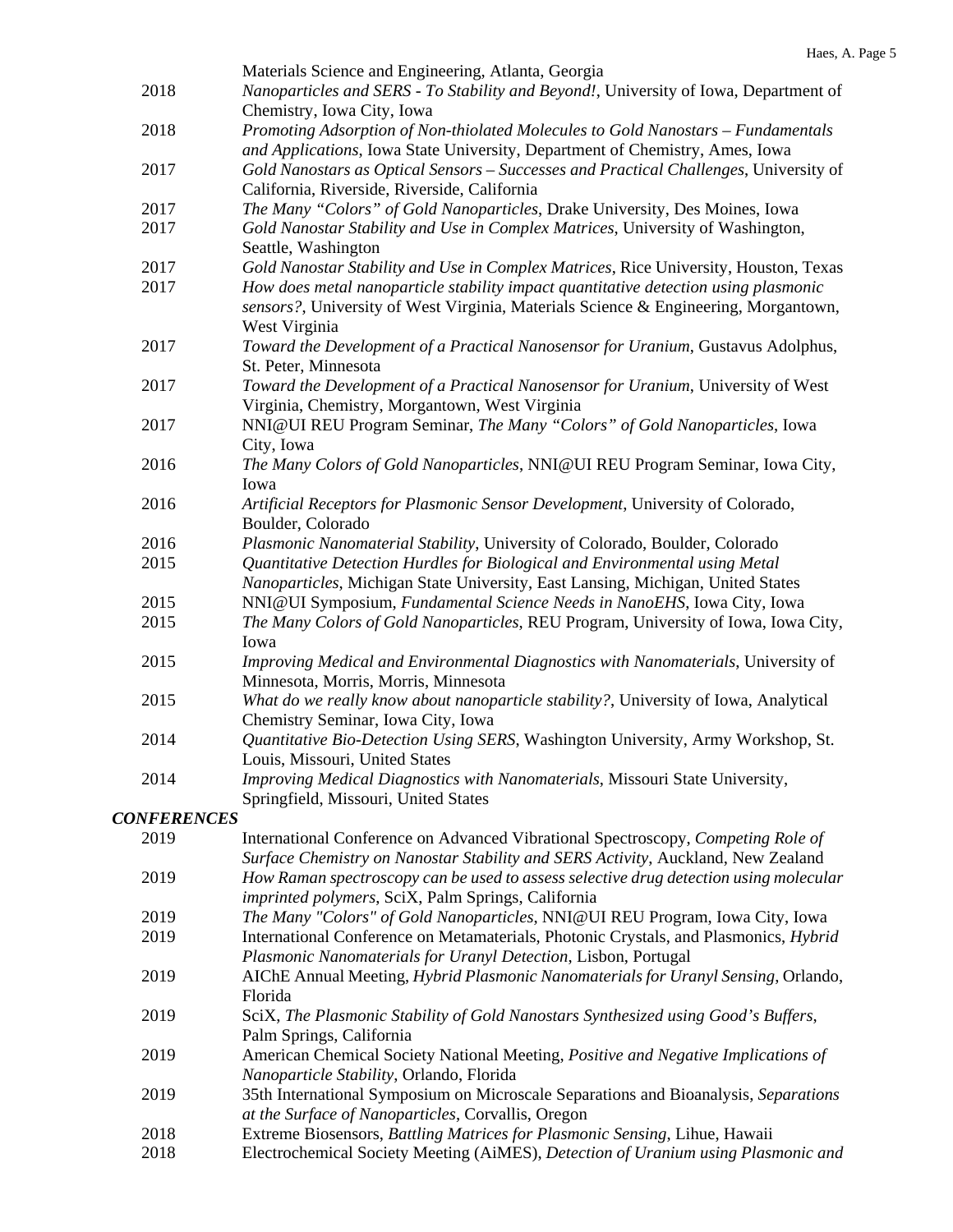Materials Science and Engineering, Atlanta, Georgia

2018 *Nanoparticles and SERS - To Stability and Beyond!*, University of Iowa, Department of Chemistry, Iowa City, Iowa

2018 *Promoting Adsorption of Non-thiolated Molecules to Gold Nanostars – Fundamentals and Applications*, Iowa State University, Department of Chemistry, Ames, Iowa

2017 *Gold Nanostars as Optical Sensors – Successes and Practical Challenges*, University of California, Riverside, Riverside, California

2017 *The Many "Colors" of Gold Nanoparticles*, Drake University, Des Moines, Iowa

2017 *Gold Nanostar Stability and Use in Complex Matrices*, University of Washington, Seattle, Washington

2017 *Gold Nanostar Stability and Use in Complex Matrices*, Rice University, Houston, Texas

2017 *How does metal nanoparticle stability impact quantitative detection using plasmonic sensors?*, University of West Virginia, Materials Science & Engineering, Morgantown, West Virginia

2017 *Toward the Development of a Practical Nanosensor for Uranium*, Gustavus Adolphus, St. Peter, Minnesota

2017 *Toward the Development of a Practical Nanosensor for Uranium*, University of West Virginia, Chemistry, Morgantown, West Virginia

2017 NNI@UI REU Program Seminar, *The Many "Colors" of Gold Nanoparticles*, Iowa City, Iowa

2016 *The Many Colors of Gold Nanoparticles*, NNI@UI REU Program Seminar, Iowa City, Iowa

2016 *Artificial Receptors for Plasmonic Sensor Development*, University of Colorado, Boulder, Colorado

2016 *Plasmonic Nanomaterial Stability*, University of Colorado, Boulder, Colorado

2015 *Quantitative Detection Hurdles for Biological and Environmental using Metal Nanoparticles*, Michigan State University, East Lansing, Michigan, United States

2015 NNI@UI Symposium, *Fundamental Science Needs in NanoEHS*, Iowa City, Iowa

2015 *The Many Colors of Gold Nanoparticles*, REU Program, University of Iowa, Iowa City, Iowa

2015 *Improving Medical and Environmental Diagnostics with Nanomaterials*, University of Minnesota, Morris, Morris, Minnesota

2015 *What do we really know about nanoparticle stability?*, University of Iowa, Analytical Chemistry Seminar, Iowa City, Iowa

2014 *Quantitative Bio-Detection Using SERS*, Washington University, Army Workshop, St. Louis, Missouri, United States

2014 *Improving Medical Diagnostics with Nanomaterials*, Missouri State University, Springfield, Missouri, United States

***CONFERENCES***

2019 International Conference on Advanced Vibrational Spectroscopy, *Competing Role of Surface Chemistry on Nanostar Stability and SERS Activity*, Auckland, New Zealand

2019 *How Raman spectroscopy can be used to assess selective drug detection using molecular imprinted polymers*, SciX, Palm Springs, California

2019 *The Many "Colors" of Gold Nanoparticles*, NNI@UI REU Program, Iowa City, Iowa

2019 International Conference on Metamaterials, Photonic Crystals, and Plasmonics, *Hybrid Plasmonic Nanomaterials for Uranyl Detection*, Lisbon, Portugal

2019 AIChE Annual Meeting, *Hybrid Plasmonic Nanomaterials for Uranyl Sensing*, Orlando, Florida

2019 SciX, *The Plasmonic Stability of Gold Nanostars Synthesized using Good's Buffers*, Palm Springs, California

2019 American Chemical Society National Meeting, *Positive and Negative Implications of Nanoparticle Stability*, Orlando, Florida

2019 35th International Symposium on Microscale Separations and Bioanalysis, *Separations at the Surface of Nanoparticles*, Corvallis, Oregon

2018 Extreme Biosensors, *Battling Matrices for Plasmonic Sensing*, Lihue, Hawaii

2018 Electrochemical Society Meeting (AiMES), *Detection of Uranium using Plasmonic and*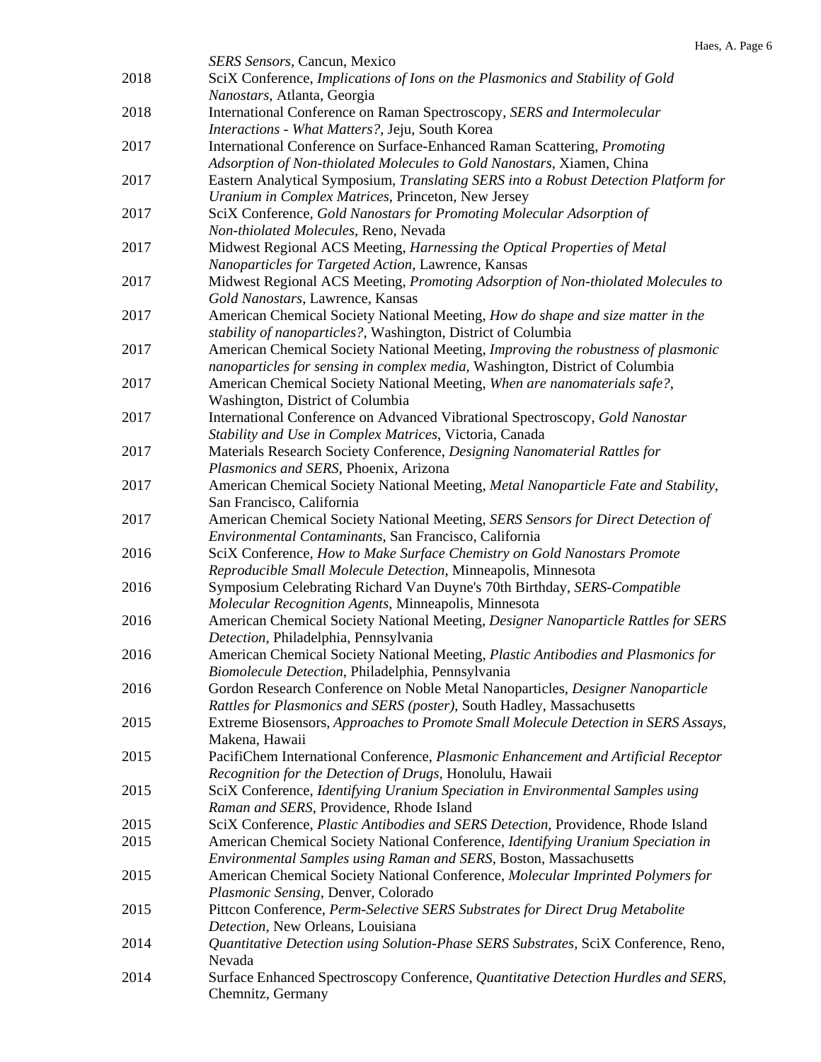|  |  |
|---|---|
|  | *SERS Sensors*, Cancun, Mexico |
| 2018 | SciX Conference, *Implications of Ions on the Plasmonics and Stability of Gold Nanostars*, Atlanta, Georgia |
| 2018 | International Conference on Raman Spectroscopy, *SERS and Intermolecular Interactions - What Matters?*, Jeju, South Korea |
| 2017 | International Conference on Surface-Enhanced Raman Scattering, *Promoting Adsorption of Non-thiolated Molecules to Gold Nanostars*, Xiamen, China |
| 2017 | Eastern Analytical Symposium, *Translating SERS into a Robust Detection Platform for Uranium in Complex Matrices*, Princeton, New Jersey |
| 2017 | SciX Conference, *Gold Nanostars for Promoting Molecular Adsorption of Non-thiolated Molecules*, Reno, Nevada |
| 2017 | Midwest Regional ACS Meeting, *Harnessing the Optical Properties of Metal Nanoparticles for Targeted Action*, Lawrence, Kansas |
| 2017 | Midwest Regional ACS Meeting, *Promoting Adsorption of Non-thiolated Molecules to Gold Nanostars*, Lawrence, Kansas |
| 2017 | American Chemical Society National Meeting, *How do shape and size matter in the stability of nanoparticles?*, Washington, District of Columbia |
| 2017 | American Chemical Society National Meeting, *Improving the robustness of plasmonic nanoparticles for sensing in complex media*, Washington, District of Columbia |
| 2017 | American Chemical Society National Meeting, *When are nanomaterials safe?*, Washington, District of Columbia |
| 2017 | International Conference on Advanced Vibrational Spectroscopy, *Gold Nanostar Stability and Use in Complex Matrices*, Victoria, Canada |
| 2017 | Materials Research Society Conference, *Designing Nanomaterial Rattles for Plasmonics and SERS*, Phoenix, Arizona |
| 2017 | American Chemical Society National Meeting, *Metal Nanoparticle Fate and Stability*, San Francisco, California |
| 2017 | American Chemical Society National Meeting, *SERS Sensors for Direct Detection of Environmental Contaminants*, San Francisco, California |
| 2016 | SciX Conference, *How to Make Surface Chemistry on Gold Nanostars Promote Reproducible Small Molecule Detection*, Minneapolis, Minnesota |
| 2016 | Symposium Celebrating Richard Van Duyne's 70th Birthday, *SERS-Compatible Molecular Recognition Agents*, Minneapolis, Minnesota |
| 2016 | American Chemical Society National Meeting, *Designer Nanoparticle Rattles for SERS Detection*, Philadelphia, Pennsylvania |
| 2016 | American Chemical Society National Meeting, *Plastic Antibodies and Plasmonics for Biomolecule Detection*, Philadelphia, Pennsylvania |
| 2016 | Gordon Research Conference on Noble Metal Nanoparticles, *Designer Nanoparticle Rattles for Plasmonics and SERS (poster)*, South Hadley, Massachusetts |
| 2015 | Extreme Biosensors, *Approaches to Promote Small Molecule Detection in SERS Assays*, Makena, Hawaii |
| 2015 | PacifiChem International Conference, *Plasmonic Enhancement and Artificial Receptor Recognition for the Detection of Drugs*, Honolulu, Hawaii |
| 2015 | SciX Conference, *Identifying Uranium Speciation in Environmental Samples using Raman and SERS*, Providence, Rhode Island |
| 2015 | SciX Conference, *Plastic Antibodies and SERS Detection*, Providence, Rhode Island |
| 2015 | American Chemical Society National Conference, *Identifying Uranium Speciation in Environmental Samples using Raman and SERS*, Boston, Massachusetts |
| 2015 | American Chemical Society National Conference, *Molecular Imprinted Polymers for Plasmonic Sensing*, Denver, Colorado |
| 2015 | Pittcon Conference, *Perm-Selective SERS Substrates for Direct Drug Metabolite Detection*, New Orleans, Louisiana |
| 2014 | *Quantitative Detection using Solution-Phase SERS Substrates*, SciX Conference, Reno, Nevada |
| 2014 | Surface Enhanced Spectroscopy Conference, *Quantitative Detection Hurdles and SERS*, Chemnitz, Germany |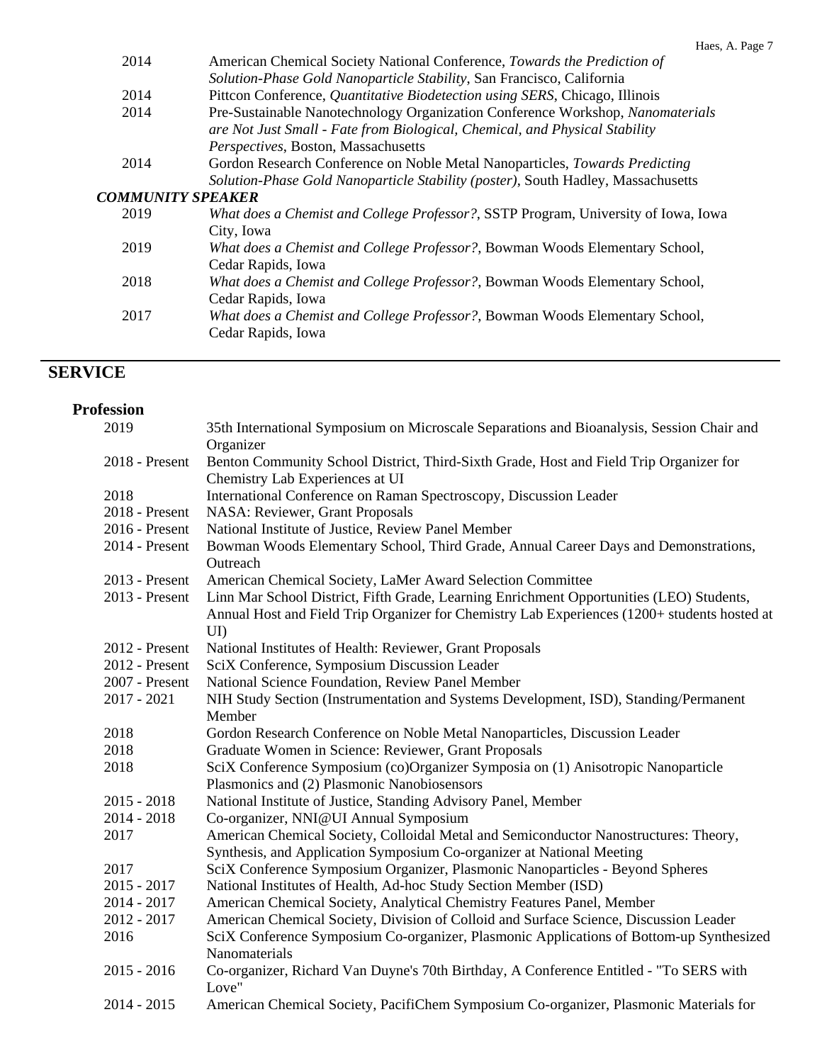| | |
|---|---|
| 2014 | American Chemical Society National Conference, *Towards the Prediction of Solution-Phase Gold Nanoparticle Stability*, San Francisco, California |
| 2014 | Pittcon Conference, *Quantitative Biodetection using SERS*, Chicago, Illinois |
| 2014 | Pre-Sustainable Nanotechnology Organization Conference Workshop, *Nanomaterials are Not Just Small - Fate from Biological, Chemical, and Physical Stability Perspectives*, Boston, Massachusetts |
| 2014 | Gordon Research Conference on Noble Metal Nanoparticles, *Towards Predicting Solution-Phase Gold Nanoparticle Stability (poster)*, South Hadley, Massachusetts |

***COMMUNITY SPEAKER***

| | |
|---|---|
| 2019 | *What does a Chemist and College Professor?*, SSTP Program, University of Iowa, Iowa City, Iowa |
| 2019 | *What does a Chemist and College Professor?*, Bowman Woods Elementary School, Cedar Rapids, Iowa |
| 2018 | *What does a Chemist and College Professor?*, Bowman Woods Elementary School, Cedar Rapids, Iowa |
| 2017 | *What does a Chemist and College Professor?*, Bowman Woods Elementary School, Cedar Rapids, Iowa |

## SERVICE

### Profession

| | |
|---|---|
| 2019 | 35th International Symposium on Microscale Separations and Bioanalysis, Session Chair and Organizer |
| 2018 - Present | Benton Community School District, Third-Sixth Grade, Host and Field Trip Organizer for Chemistry Lab Experiences at UI |
| 2018 | International Conference on Raman Spectroscopy, Discussion Leader |
| 2018 - Present | NASA: Reviewer, Grant Proposals |
| 2016 - Present | National Institute of Justice, Review Panel Member |
| 2014 - Present | Bowman Woods Elementary School, Third Grade, Annual Career Days and Demonstrations, Outreach |
| 2013 - Present | American Chemical Society, LaMer Award Selection Committee |
| 2013 - Present | Linn Mar School District, Fifth Grade, Learning Enrichment Opportunities (LEO) Students, Annual Host and Field Trip Organizer for Chemistry Lab Experiences (1200+ students hosted at UI) |
| 2012 - Present | National Institutes of Health: Reviewer, Grant Proposals |
| 2012 - Present | SciX Conference, Symposium Discussion Leader |
| 2007 - Present | National Science Foundation, Review Panel Member |
| 2017 - 2021 | NIH Study Section (Instrumentation and Systems Development, ISD), Standing/Permanent Member |
| 2018 | Gordon Research Conference on Noble Metal Nanoparticles, Discussion Leader |
| 2018 | Graduate Women in Science: Reviewer, Grant Proposals |
| 2018 | SciX Conference Symposium (co)Organizer Symposia on (1) Anisotropic Nanoparticle Plasmonics and (2) Plasmonic Nanobiosensors |
| 2015 - 2018 | National Institute of Justice, Standing Advisory Panel, Member |
| 2014 - 2018 | Co-organizer, NNI@UI Annual Symposium |
| 2017 | American Chemical Society, Colloidal Metal and Semiconductor Nanostructures: Theory, Synthesis, and Application Symposium Co-organizer at National Meeting |
| 2017 | SciX Conference Symposium Organizer, Plasmonic Nanoparticles - Beyond Spheres |
| 2015 - 2017 | National Institutes of Health, Ad-hoc Study Section Member (ISD) |
| 2014 - 2017 | American Chemical Society, Analytical Chemistry Features Panel, Member |
| 2012 - 2017 | American Chemical Society, Division of Colloid and Surface Science, Discussion Leader |
| 2016 | SciX Conference Symposium Co-organizer, Plasmonic Applications of Bottom-up Synthesized Nanomaterials |
| 2015 - 2016 | Co-organizer, Richard Van Duyne's 70th Birthday, A Conference Entitled - "To SERS with Love" |
| 2014 - 2015 | American Chemical Society, PacifiChem Symposium Co-organizer, Plasmonic Materials for |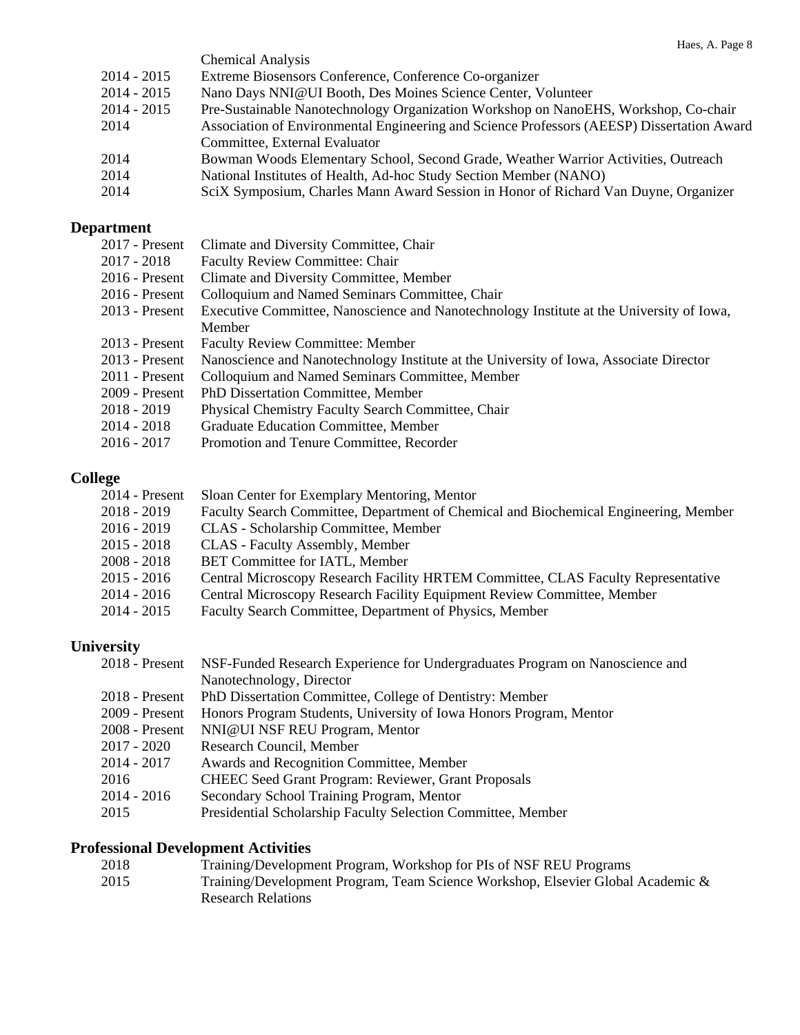| | |
|---|---|
| | Chemical Analysis |
| 2014 - 2015 | Extreme Biosensors Conference, Conference Co-organizer |
| 2014 - 2015 | Nano Days NNI@UI Booth, Des Moines Science Center, Volunteer |
| 2014 - 2015 | Pre-Sustainable Nanotechnology Organization Workshop on NanoEHS, Workshop, Co-chair |
| 2014 | Association of Environmental Engineering and Science Professors (AEESP) Dissertation Award Committee, External Evaluator |
| 2014 | Bowman Woods Elementary School, Second Grade, Weather Warrior Activities, Outreach |
| 2014 | National Institutes of Health, Ad-hoc Study Section Member (NANO) |
| 2014 | SciX Symposium, Charles Mann Award Session in Honor of Richard Van Duyne, Organizer |

## Department

| | |
|---|---|
| 2017 - Present | Climate and Diversity Committee, Chair |
| 2017 - 2018 | Faculty Review Committee: Chair |
| 2016 - Present | Climate and Diversity Committee, Member |
| 2016 - Present | Colloquium and Named Seminars Committee, Chair |
| 2013 - Present | Executive Committee, Nanoscience and Nanotechnology Institute at the University of Iowa, Member |
| 2013 - Present | Faculty Review Committee: Member |
| 2013 - Present | Nanoscience and Nanotechnology Institute at the University of Iowa, Associate Director |
| 2011 - Present | Colloquium and Named Seminars Committee, Member |
| 2009 - Present | PhD Dissertation Committee, Member |
| 2018 - 2019 | Physical Chemistry Faculty Search Committee, Chair |
| 2014 - 2018 | Graduate Education Committee, Member |
| 2016 - 2017 | Promotion and Tenure Committee, Recorder |

## College

| | |
|---|---|
| 2014 - Present | Sloan Center for Exemplary Mentoring, Mentor |
| 2018 - 2019 | Faculty Search Committee, Department of Chemical and Biochemical Engineering, Member |
| 2016 - 2019 | CLAS - Scholarship Committee, Member |
| 2015 - 2018 | CLAS - Faculty Assembly, Member |
| 2008 - 2018 | BET Committee for IATL, Member |
| 2015 - 2016 | Central Microscopy Research Facility HRTEM Committee, CLAS Faculty Representative |
| 2014 - 2016 | Central Microscopy Research Facility Equipment Review Committee, Member |
| 2014 - 2015 | Faculty Search Committee, Department of Physics, Member |

## University

| | |
|---|---|
| 2018 - Present | NSF-Funded Research Experience for Undergraduates Program on Nanoscience and Nanotechnology, Director |
| 2018 - Present | PhD Dissertation Committee, College of Dentistry: Member |
| 2009 - Present | Honors Program Students, University of Iowa Honors Program, Mentor |
| 2008 - Present | NNI@UI NSF REU Program, Mentor |
| 2017 - 2020 | Research Council, Member |
| 2014 - 2017 | Awards and Recognition Committee, Member |
| 2016 | CHEEC Seed Grant Program: Reviewer, Grant Proposals |
| 2014 - 2016 | Secondary School Training Program, Mentor |
| 2015 | Presidential Scholarship Faculty Selection Committee, Member |

## Professional Development Activities

| | |
|---|---|
| 2018 | Training/Development Program, Workshop for PIs of NSF REU Programs |
| 2015 | Training/Development Program, Team Science Workshop, Elsevier Global Academic & Research Relations |